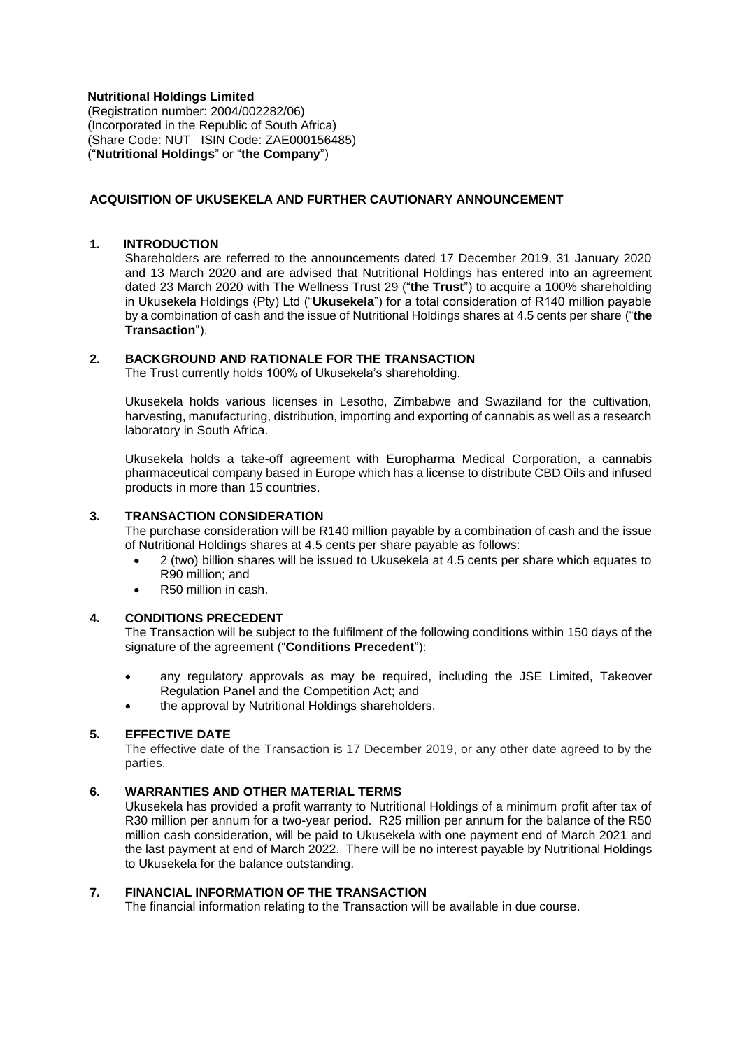**Nutritional Holdings Limited**
(Registration number: 2004/002282/06)
(Incorporated in the Republic of South Africa)
(Share Code: NUT ISIN Code: ZAE000156485)
("**Nutritional Holdings**" or "**the Company**")

---

## ACQUISITION OF UKUSEKELA AND FURTHER CAUTIONARY ANNOUNCEMENT

---

### 1. INTRODUCTION

Shareholders are referred to the announcements dated 17 December 2019, 31 January 2020 and 13 March 2020 and are advised that Nutritional Holdings has entered into an agreement dated 23 March 2020 with The Wellness Trust 29 ("**the Trust**") to acquire a 100% shareholding in Ukusekela Holdings (Pty) Ltd ("**Ukusekela**") for a total consideration of R140 million payable by a combination of cash and the issue of Nutritional Holdings shares at 4.5 cents per share ("**the Transaction**").

### 2. BACKGROUND AND RATIONALE FOR THE TRANSACTION

The Trust currently holds 100% of Ukusekela's shareholding.

Ukusekela holds various licenses in Lesotho, Zimbabwe and Swaziland for the cultivation, harvesting, manufacturing, distribution, importing and exporting of cannabis as well as a research laboratory in South Africa.

Ukusekela holds a take-off agreement with Europharma Medical Corporation, a cannabis pharmaceutical company based in Europe which has a license to distribute CBD Oils and infused products in more than 15 countries.

### 3. TRANSACTION CONSIDERATION

The purchase consideration will be R140 million payable by a combination of cash and the issue of Nutritional Holdings shares at 4.5 cents per share payable as follows:

- 2 (two) billion shares will be issued to Ukusekela at 4.5 cents per share which equates to R90 million; and
- R50 million in cash.

### 4. CONDITIONS PRECEDENT

The Transaction will be subject to the fulfilment of the following conditions within 150 days of the signature of the agreement ("**Conditions Precedent**"):

- any regulatory approvals as may be required, including the JSE Limited, Takeover Regulation Panel and the Competition Act; and
- the approval by Nutritional Holdings shareholders.

### 5. EFFECTIVE DATE

The effective date of the Transaction is 17 December 2019, or any other date agreed to by the parties.

### 6. WARRANTIES AND OTHER MATERIAL TERMS

Ukusekela has provided a profit warranty to Nutritional Holdings of a minimum profit after tax of R30 million per annum for a two-year period. R25 million per annum for the balance of the R50 million cash consideration, will be paid to Ukusekela with one payment end of March 2021 and the last payment at end of March 2022. There will be no interest payable by Nutritional Holdings to Ukusekela for the balance outstanding.

### 7. FINANCIAL INFORMATION OF THE TRANSACTION

The financial information relating to the Transaction will be available in due course.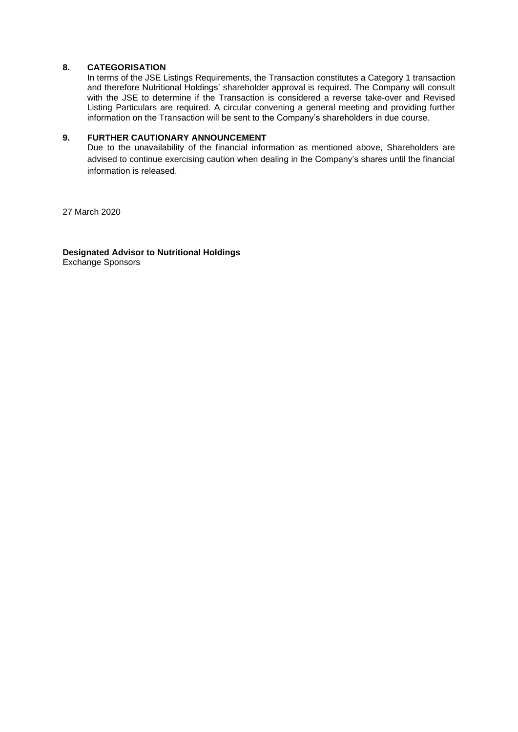## 8. CATEGORISATION

In terms of the JSE Listings Requirements, the Transaction constitutes a Category 1 transaction and therefore Nutritional Holdings' shareholder approval is required. The Company will consult with the JSE to determine if the Transaction is considered a reverse take-over and Revised Listing Particulars are required. A circular convening a general meeting and providing further information on the Transaction will be sent to the Company's shareholders in due course.

## 9. FURTHER CAUTIONARY ANNOUNCEMENT

Due to the unavailability of the financial information as mentioned above, Shareholders are advised to continue exercising caution when dealing in the Company's shares until the financial information is released.

27 March 2020

**Designated Advisor to Nutritional Holdings**
Exchange Sponsors